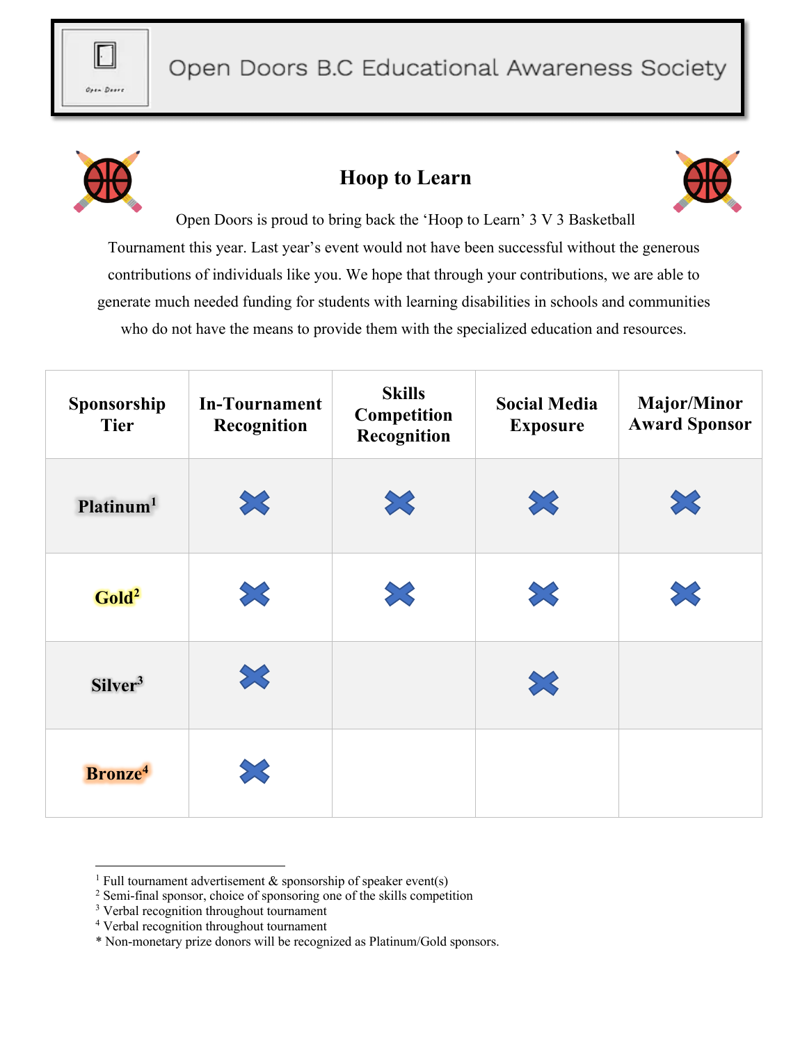# Open Doors B.C Educational Awareness Society

## Hoop to Learn

Open Doors is proud to bring back the 'Hoop to Learn' 3 V 3 Basketball Tournament this year. Last year's event would not have been successful without the generous contributions of individuals like you. We hope that through your contributions, we are able to generate much needed funding for students with learning disabilities in schools and communities who do not have the means to provide them with the specialized education and resources.

| Sponsorship Tier | In-Tournament Recognition | Skills Competition Recognition | Social Media Exposure | Major/Minor Award Sponsor |
|---|---|---|---|---|
| **Platinum**[1] | ✖ | ✖ | ✖ | ✖ |
| **Gold**[2] | ✖ | ✖ | ✖ | ✖ |
| **Silver**[3] | ✖ | | ✖ | |
| **Bronze**[4] | ✖ | | | |

[1] Full tournament advertisement & sponsorship of speaker event(s)
[2] Semi-final sponsor, choice of sponsoring one of the skills competition
[3] Verbal recognition throughout tournament
[4] Verbal recognition throughout tournament
* Non-monetary prize donors will be recognized as Platinum/Gold sponsors.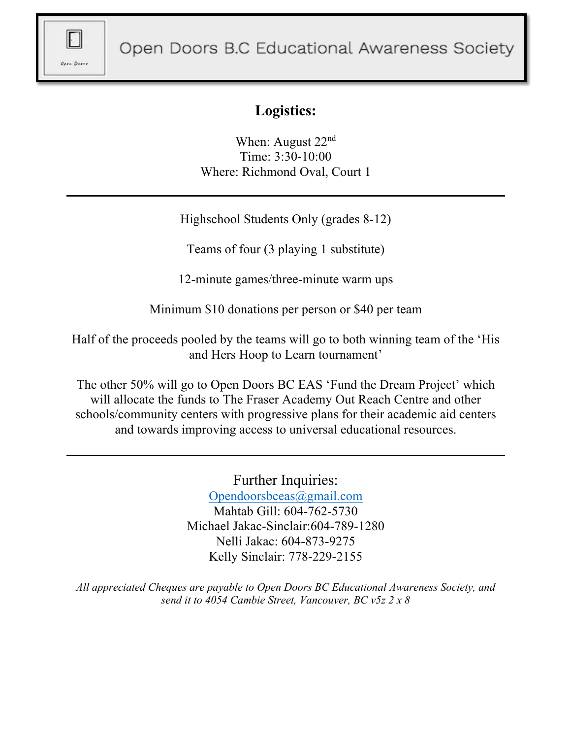Open Doors B.C Educational Awareness Society

## Logistics:

When: August 22nd
Time: 3:30-10:00
Where: Richmond Oval, Court 1

---

Highschool Students Only (grades 8-12)

Teams of four (3 playing 1 substitute)

12-minute games/three-minute warm ups

Minimum $10 donations per person or $40 per team

Half of the proceeds pooled by the teams will go to both winning team of the 'His and Hers Hoop to Learn tournament'

The other 50% will go to Open Doors BC EAS 'Fund the Dream Project' which will allocate the funds to The Fraser Academy Out Reach Centre and other schools/community centers with progressive plans for their academic aid centers and towards improving access to universal educational resources.

---

Further Inquiries:
Opendoorsbceas@gmail.com
Mahtab Gill: 604-762-5730
Michael Jakac-Sinclair:604-789-1280
Nelli Jakac: 604-873-9275
Kelly Sinclair: 778-229-2155

*All appreciated Cheques are payable to Open Doors BC Educational Awareness Society, and send it to 4054 Cambie Street, Vancouver, BC v5z 2 x 8*